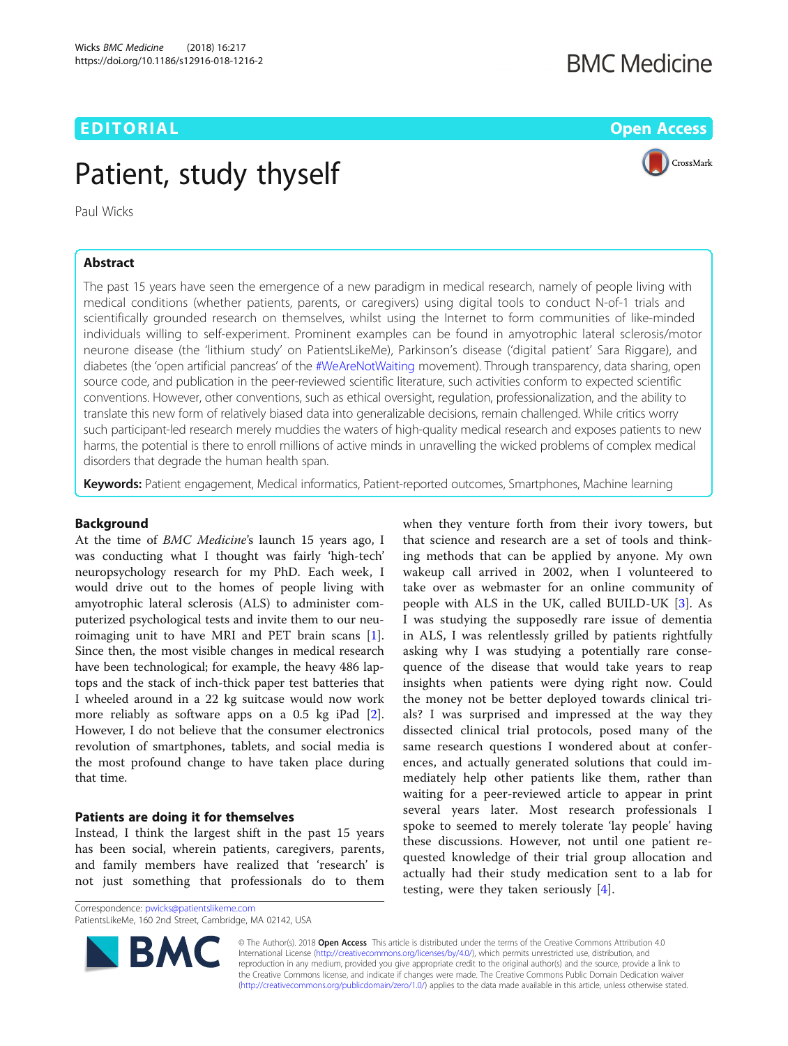EDITORIAL

Open Access

# Patient, study thyself

Paul Wicks

## Abstract

The past 15 years have seen the emergence of a new paradigm in medical research, namely of people living with medical conditions (whether patients, parents, or caregivers) using digital tools to conduct N-of-1 trials and scientifically grounded research on themselves, whilst using the Internet to form communities of like-minded individuals willing to self-experiment. Prominent examples can be found in amyotrophic lateral sclerosis/motor neurone disease (the 'lithium study' on PatientsLikeMe), Parkinson's disease ('digital patient' Sara Riggare), and diabetes (the 'open artificial pancreas' of the #WeAreNotWaiting movement). Through transparency, data sharing, open source code, and publication in the peer-reviewed scientific literature, such activities conform to expected scientific conventions. However, other conventions, such as ethical oversight, regulation, professionalization, and the ability to translate this new form of relatively biased data into generalizable decisions, remain challenged. While critics worry such participant-led research merely muddies the waters of high-quality medical research and exposes patients to new harms, the potential is there to enroll millions of active minds in unravelling the wicked problems of complex medical disorders that degrade the human health span.

**Keywords:** Patient engagement, Medical informatics, Patient-reported outcomes, Smartphones, Machine learning

## Background

At the time of *BMC Medicine*'s launch 15 years ago, I was conducting what I thought was fairly 'high-tech' neuropsychology research for my PhD. Each week, I would drive out to the homes of people living with amyotrophic lateral sclerosis (ALS) to administer computerized psychological tests and invite them to our neuroimaging unit to have MRI and PET brain scans [1]. Since then, the most visible changes in medical research have been technological; for example, the heavy 486 laptops and the stack of inch-thick paper test batteries that I wheeled around in a 22 kg suitcase would now work more reliably as software apps on a 0.5 kg iPad [2]. However, I do not believe that the consumer electronics revolution of smartphones, tablets, and social media is the most profound change to have taken place during that time.

## Patients are doing it for themselves

Instead, I think the largest shift in the past 15 years has been social, wherein patients, caregivers, parents, and family members have realized that 'research' is not just something that professionals do to them when they venture forth from their ivory towers, but that science and research are a set of tools and thinking methods that can be applied by anyone. My own wakeup call arrived in 2002, when I volunteered to take over as webmaster for an online community of people with ALS in the UK, called BUILD-UK [3]. As I was studying the supposedly rare issue of dementia in ALS, I was relentlessly grilled by patients rightfully asking why I was studying a potentially rare consequence of the disease that would take years to reap insights when patients were dying right now. Could the money not be better deployed towards clinical trials? I was surprised and impressed at the way they dissected clinical trial protocols, posed many of the same research questions I wondered about at conferences, and actually generated solutions that could immediately help other patients like them, rather than waiting for a peer-reviewed article to appear in print several years later. Most research professionals I spoke to seemed to merely tolerate 'lay people' having these discussions. However, not until one patient requested knowledge of their trial group allocation and actually had their study medication sent to a lab for testing, were they taken seriously [4].

Correspondence: pwicks@patientslikeme.com
PatientsLikeMe, 160 2nd Street, Cambridge, MA 02142, USA

© The Author(s). 2018 **Open Access** This article is distributed under the terms of the Creative Commons Attribution 4.0 International License (http://creativecommons.org/licenses/by/4.0/), which permits unrestricted use, distribution, and reproduction in any medium, provided you give appropriate credit to the original author(s) and the source, provide a link to the Creative Commons license, and indicate if changes were made. The Creative Commons Public Domain Dedication waiver (http://creativecommons.org/publicdomain/zero/1.0/) applies to the data made available in this article, unless otherwise stated.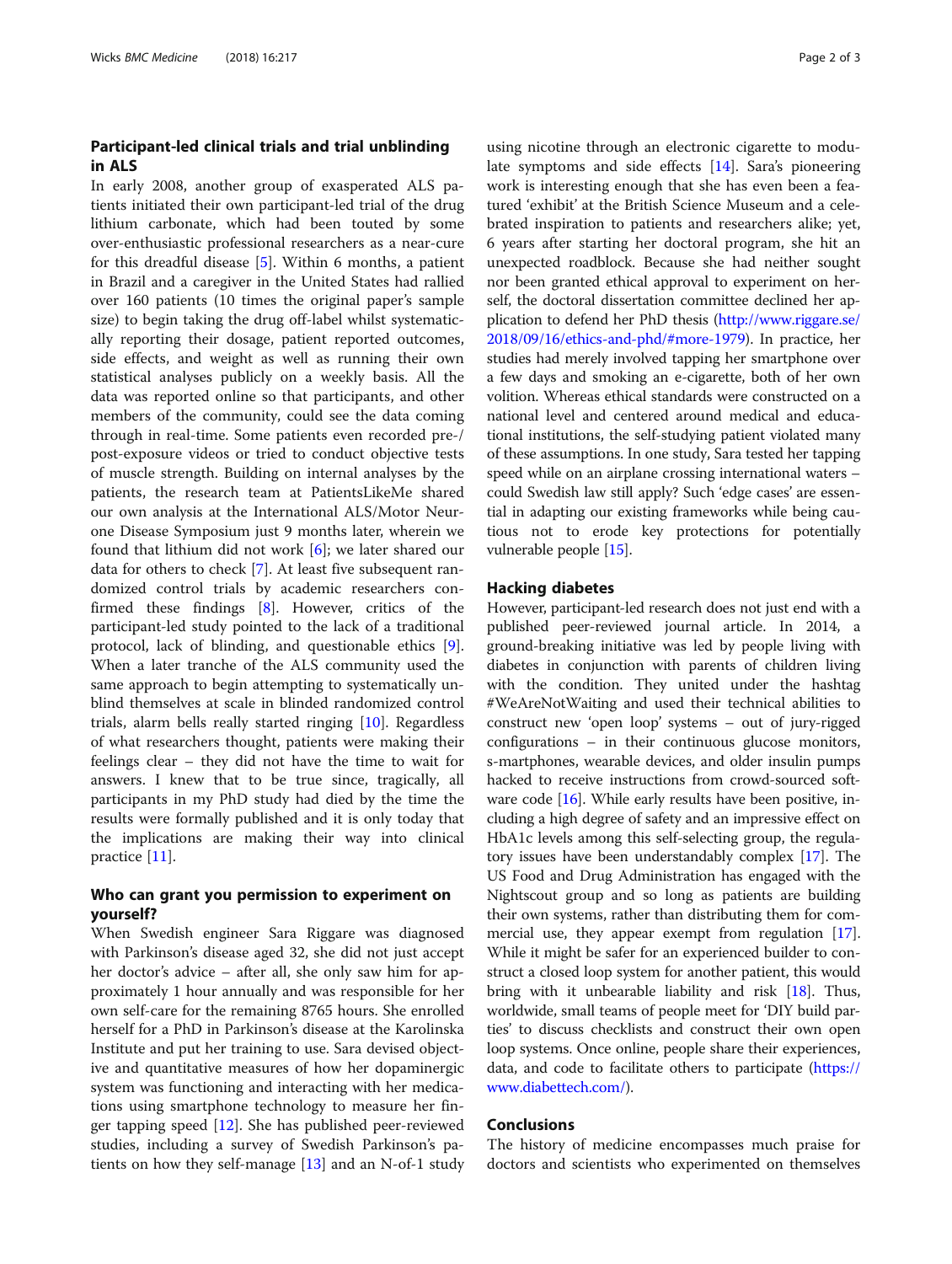## Participant-led clinical trials and trial unblinding in ALS

In early 2008, another group of exasperated ALS patients initiated their own participant-led trial of the drug lithium carbonate, which had been touted by some over-enthusiastic professional researchers as a near-cure for this dreadful disease [5]. Within 6 months, a patient in Brazil and a caregiver in the United States had rallied over 160 patients (10 times the original paper's sample size) to begin taking the drug off-label whilst systematically reporting their dosage, patient reported outcomes, side effects, and weight as well as running their own statistical analyses publicly on a weekly basis. All the data was reported online so that participants, and other members of the community, could see the data coming through in real-time. Some patients even recorded pre-/post-exposure videos or tried to conduct objective tests of muscle strength. Building on internal analyses by the patients, the research team at PatientsLikeMe shared our own analysis at the International ALS/Motor Neurone Disease Symposium just 9 months later, wherein we found that lithium did not work [6]; we later shared our data for others to check [7]. At least five subsequent randomized control trials by academic researchers confirmed these findings [8]. However, critics of the participant-led study pointed to the lack of a traditional protocol, lack of blinding, and questionable ethics [9]. When a later tranche of the ALS community used the same approach to begin attempting to systematically unblind themselves at scale in blinded randomized control trials, alarm bells really started ringing [10]. Regardless of what researchers thought, patients were making their feelings clear – they did not have the time to wait for answers. I knew that to be true since, tragically, all participants in my PhD study had died by the time the results were formally published and it is only today that the implications are making their way into clinical practice [11].

## Who can grant you permission to experiment on yourself?

When Swedish engineer Sara Riggare was diagnosed with Parkinson's disease aged 32, she did not just accept her doctor's advice – after all, she only saw him for approximately 1 hour annually and was responsible for her own self-care for the remaining 8765 hours. She enrolled herself for a PhD in Parkinson's disease at the Karolinska Institute and put her training to use. Sara devised objective and quantitative measures of how her dopaminergic system was functioning and interacting with her medications using smartphone technology to measure her finger tapping speed [12]. She has published peer-reviewed studies, including a survey of Swedish Parkinson's patients on how they self-manage [13] and an N-of-1 study using nicotine through an electronic cigarette to modulate symptoms and side effects [14]. Sara's pioneering work is interesting enough that she has even been a featured 'exhibit' at the British Science Museum and a celebrated inspiration to patients and researchers alike; yet, 6 years after starting her doctoral program, she hit an unexpected roadblock. Because she had neither sought nor been granted ethical approval to experiment on herself, the doctoral dissertation committee declined her application to defend her PhD thesis (http://www.riggare.se/2018/09/16/ethics-and-phd/#more-1979). In practice, her studies had merely involved tapping her smartphone over a few days and smoking an e-cigarette, both of her own volition. Whereas ethical standards were constructed on a national level and centered around medical and educational institutions, the self-studying patient violated many of these assumptions. In one study, Sara tested her tapping speed while on an airplane crossing international waters – could Swedish law still apply? Such 'edge cases' are essential in adapting our existing frameworks while being cautious not to erode key protections for potentially vulnerable people [15].

## Hacking diabetes

However, participant-led research does not just end with a published peer-reviewed journal article. In 2014, a ground-breaking initiative was led by people living with diabetes in conjunction with parents of children living with the condition. They united under the hashtag #WeAreNotWaiting and used their technical abilities to construct new 'open loop' systems – out of jury-rigged configurations – in their continuous glucose monitors, s-martphones, wearable devices, and older insulin pumps hacked to receive instructions from crowd-sourced software code [16]. While early results have been positive, including a high degree of safety and an impressive effect on HbA1c levels among this self-selecting group, the regulatory issues have been understandably complex [17]. The US Food and Drug Administration has engaged with the Nightscout group and so long as patients are building their own systems, rather than distributing them for commercial use, they appear exempt from regulation [17]. While it might be safer for an experienced builder to construct a closed loop system for another patient, this would bring with it unbearable liability and risk [18]. Thus, worldwide, small teams of people meet for 'DIY build parties' to discuss checklists and construct their own open loop systems. Once online, people share their experiences, data, and code to facilitate others to participate (https://www.diabettech.com/).

## Conclusions

The history of medicine encompasses much praise for doctors and scientists who experimented on themselves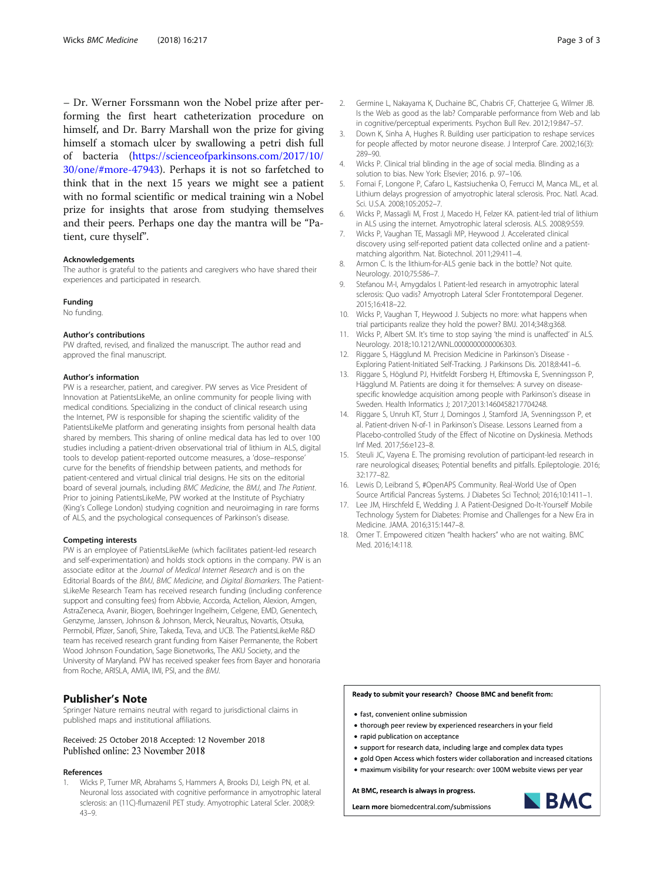– Dr. Werner Forssmann won the Nobel prize after performing the first heart catheterization procedure on himself, and Dr. Barry Marshall won the prize for giving himself a stomach ulcer by swallowing a petri dish full of bacteria (https://scienceofparkinsons.com/2017/10/30/one/#more-47943). Perhaps it is not so farfetched to think that in the next 15 years we might see a patient with no formal scientific or medical training win a Nobel prize for insights that arose from studying themselves and their peers. Perhaps one day the mantra will be "Patient, cure thyself".

#### Acknowledgements

The author is grateful to the patients and caregivers who have shared their experiences and participated in research.

#### Funding

No funding.

#### Author's contributions

PW drafted, revised, and finalized the manuscript. The author read and approved the final manuscript.

#### Author's information

PW is a researcher, patient, and caregiver. PW serves as Vice President of Innovation at PatientsLikeMe, an online community for people living with medical conditions. Specializing in the conduct of clinical research using the Internet, PW is responsible for shaping the scientific validity of the PatientsLikeMe platform and generating insights from personal health data shared by members. This sharing of online medical data has led to over 100 studies including a patient-driven observational trial of lithium in ALS, digital tools to develop patient-reported outcome measures, a 'dose–response' curve for the benefits of friendship between patients, and methods for patient-centered and virtual clinical trial designs. He sits on the editorial board of several journals, including *BMC Medicine*, the *BMJ*, and *The Patient*. Prior to joining PatientsLikeMe, PW worked at the Institute of Psychiatry (King's College London) studying cognition and neuroimaging in rare forms of ALS, and the psychological consequences of Parkinson's disease.

#### Competing interests

PW is an employee of PatientsLikeMe (which facilitates patient-led research and self-experimentation) and holds stock options in the company. PW is an associate editor at the *Journal of Medical Internet Research* and is on the Editorial Boards of the *BMJ*, *BMC Medicine*, and *Digital Biomarkers*. The PatientsLikeMe Research Team has received research funding (including conference support and consulting fees) from Abbvie, Accorda, Actelion, Alexion, Amgen, AstraZeneca, Avanir, Biogen, Boehringer Ingelheim, Celgene, EMD, Genentech, Genzyme, Janssen, Johnson & Johnson, Merck, Neuraltus, Novartis, Otsuka, Permobil, Pfizer, Sanofi, Shire, Takeda, Teva, and UCB. The PatientsLikeMe R&D team has received research grant funding from Kaiser Permanente, the Robert Wood Johnson Foundation, Sage Bionetworks, The AKU Society, and the University of Maryland. PW has received speaker fees from Bayer and honoraria from Roche, ARISLA, AMIA, IMI, PSI, and the *BMJ*.

## Publisher's Note

Springer Nature remains neutral with regard to jurisdictional claims in published maps and institutional affiliations.

Received: 25 October 2018 Accepted: 12 November 2018
Published online: 23 November 2018

#### References

1. Wicks P, Turner MR, Abrahams S, Hammers A, Brooks DJ, Leigh PN, et al. Neuronal loss associated with cognitive performance in amyotrophic lateral sclerosis: an (11C)-flumazenil PET study. Amyotrophic Lateral Scler. 2008;9:43–9.
2. Germine L, Nakayama K, Duchaine BC, Chabris CF, Chatterjee G, Wilmer JB. Is the Web as good as the lab? Comparable performance from Web and lab in cognitive/perceptual experiments. Psychon Bull Rev. 2012;19:847–57.
3. Down K, Sinha A, Hughes R. Building user participation to reshape services for people affected by motor neurone disease. J Interprof Care. 2002;16(3):289–90.
4. Wicks P. Clinical trial blinding in the age of social media. Blinding as a solution to bias. New York: Elsevier; 2016. p. 97–106.
5. Fornai F, Longone P, Cafaro L, Kastsiuchenka O, Ferrucci M, Manca ML, et al. Lithium delays progression of amyotrophic lateral sclerosis. Proc. Natl. Acad. Sci. U.S.A. 2008;105:2052–7.
6. Wicks P, Massagli M, Frost J, Macedo H, Felzer KA. patient-led trial of lithium in ALS using the internet. Amyotrophic lateral sclerosis. ALS. 2008;9:S59.
7. Wicks P, Vaughan TE, Massagli MP, Heywood J. Accelerated clinical discovery using self-reported patient data collected online and a patient-matching algorithm. Nat. Biotechnol. 2011;29:411–4.
8. Armon C. Is the lithium-for-ALS genie back in the bottle? Not quite. Neurology. 2010;75:586–7.
9. Stefanou M-I, Amygdalos I. Patient-led research in amyotrophic lateral sclerosis: Quo vadis? Amyotroph Lateral Scler Frontotemporal Degener. 2015;16:418–22.
10. Wicks P, Vaughan T, Heywood J. Subjects no more: what happens when trial participants realize they hold the power? BMJ. 2014;348:g368.
11. Wicks P, Albert SM. It's time to stop saying 'the mind is unaffected' in ALS. Neurology. 2018;:10.1212/WNL.0000000000006303.
12. Riggare S, Hägglund M. Precision Medicine in Parkinson's Disease - Exploring Patient-Initiated Self-Tracking. J Parkinsons Dis. 2018;8:441–6.
13. Riggare S, Höglund PJ, Hvitfeldt Forsberg H, Eftimovska E, Svenningsson P, Hägglund M. Patients are doing it for themselves: A survey on disease-specific knowledge acquisition among people with Parkinson's disease in Sweden. Health Informatics J; 2017;2013:1460458217704248.
14. Riggare S, Unruh KT, Sturr J, Domingos J, Stamford JA, Svenningsson P, et al. Patient-driven N-of-1 in Parkinson's Disease. Lessons Learned from a Placebo-controlled Study of the Effect of Nicotine on Dyskinesia. Methods Inf Med. 2017;56:e123–8.
15. Steuli JC, Vayena E. The promising revolution of participant-led research in rare neurological diseases; Potential benefits and pitfalls. Epileptologie. 2016;32:177–82.
16. Lewis D, Leibrand S, #OpenAPS Community. Real-World Use of Open Source Artificial Pancreas Systems. J Diabetes Sci Technol; 2016;10:1411–1.
17. Lee JM, Hirschfeld E, Wedding J. A Patient-Designed Do-It-Yourself Mobile Technology System for Diabetes: Promise and Challenges for a New Era in Medicine. JAMA. 2016;315:1447–8.
18. Omer T. Empowered citizen "health hackers" who are not waiting. BMC Med. 2016;14:118.

**Ready to submit your research? Choose BMC and benefit from:**

- fast, convenient online submission
- thorough peer review by experienced researchers in your field
- rapid publication on acceptance
- support for research data, including large and complex data types
- gold Open Access which fosters wider collaboration and increased citations
- maximum visibility for your research: over 100M website views per year

**At BMC, research is always in progress.**

**Learn more** biomedcentral.com/submissions

BMC